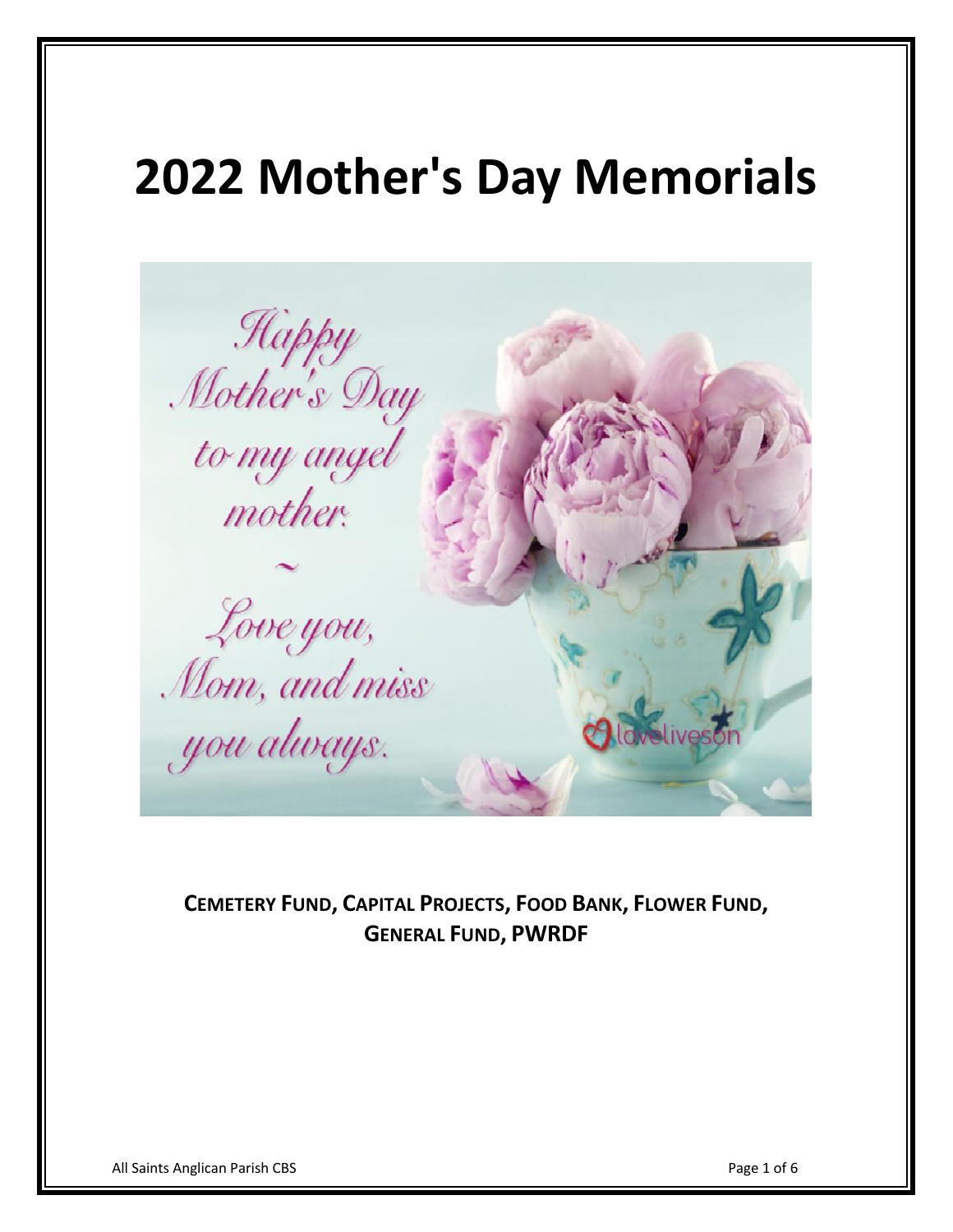# 2022 Mother's Day Memorials

**CEMETERY FUND, CAPITAL PROJECTS, FOOD BANK, FLOWER FUND, GENERAL FUND, PWRDF**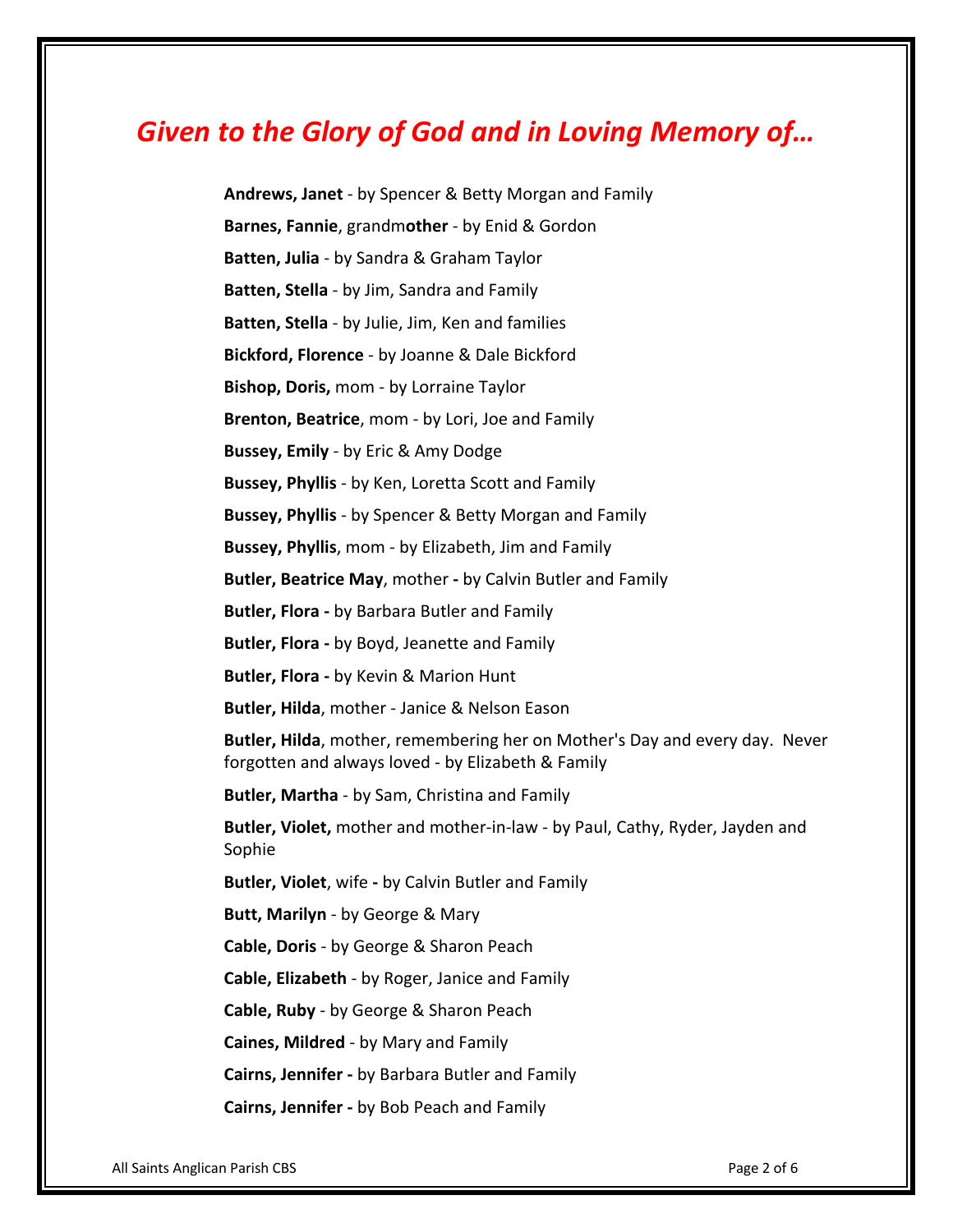## *Given to the Glory of God and in Loving Memory of…*

**Andrews, Janet** - by Spencer & Betty Morgan and Family

**Barnes, Fannie**, grandm**other** - by Enid & Gordon

**Batten, Julia** - by Sandra & Graham Taylor

**Batten, Stella** - by Jim, Sandra and Family

**Batten, Stella** - by Julie, Jim, Ken and families

**Bickford, Florence** - by Joanne & Dale Bickford

**Bishop, Doris,** mom - by Lorraine Taylor

**Brenton, Beatrice**, mom - by Lori, Joe and Family

**Bussey, Emily** - by Eric & Amy Dodge

**Bussey, Phyllis** - by Ken, Loretta Scott and Family

**Bussey, Phyllis** - by Spencer & Betty Morgan and Family

**Bussey, Phyllis**, mom - by Elizabeth, Jim and Family

**Butler, Beatrice May**, mother **-** by Calvin Butler and Family

**Butler, Flora -** by Barbara Butler and Family

**Butler, Flora -** by Boyd, Jeanette and Family

**Butler, Flora -** by Kevin & Marion Hunt

**Butler, Hilda**, mother - Janice & Nelson Eason

**Butler, Hilda**, mother, remembering her on Mother's Day and every day. Never forgotten and always loved - by Elizabeth & Family

**Butler, Martha** - by Sam, Christina and Family

**Butler, Violet,** mother and mother-in-law - by Paul, Cathy, Ryder, Jayden and Sophie

**Butler, Violet**, wife **-** by Calvin Butler and Family

**Butt, Marilyn** - by George & Mary

**Cable, Doris** - by George & Sharon Peach

**Cable, Elizabeth** - by Roger, Janice and Family

**Cable, Ruby** - by George & Sharon Peach

**Caines, Mildred** - by Mary and Family

**Cairns, Jennifer -** by Barbara Butler and Family

**Cairns, Jennifer -** by Bob Peach and Family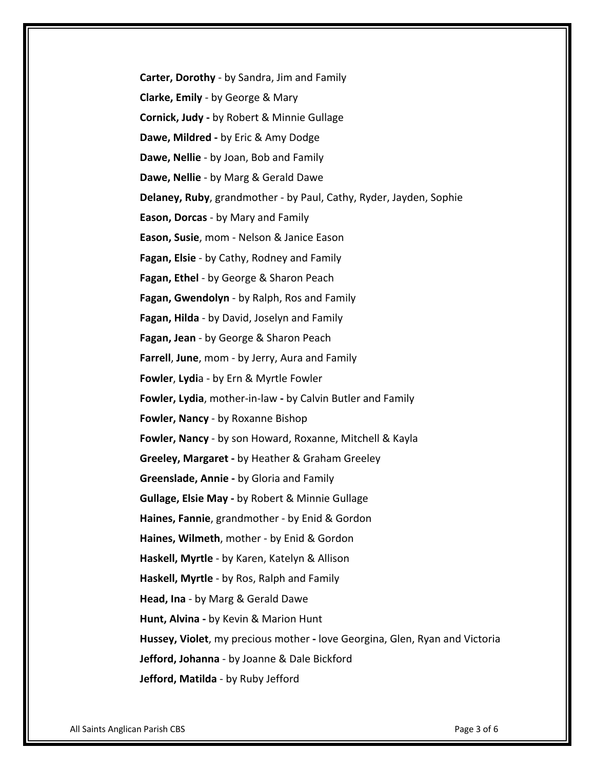**Carter, Dorothy** - by Sandra, Jim and Family

**Clarke, Emily** - by George & Mary

**Cornick, Judy -** by Robert & Minnie Gullage

**Dawe, Mildred -** by Eric & Amy Dodge

**Dawe, Nellie** - by Joan, Bob and Family

**Dawe, Nellie** - by Marg & Gerald Dawe

**Delaney, Ruby**, grandmother - by Paul, Cathy, Ryder, Jayden, Sophie

**Eason, Dorcas** - by Mary and Family

**Eason, Susie**, mom - Nelson & Janice Eason

**Fagan, Elsie** - by Cathy, Rodney and Family

**Fagan, Ethel** - by George & Sharon Peach

**Fagan, Gwendolyn** - by Ralph, Ros and Family

**Fagan, Hilda** - by David, Joselyn and Family

**Fagan, Jean** - by George & Sharon Peach

**Farrell**, **June**, mom - by Jerry, Aura and Family

**Fowler**, **Lydi**a - by Ern & Myrtle Fowler

**Fowler, Lydia**, mother-in-law **-** by Calvin Butler and Family

**Fowler, Nancy** - by Roxanne Bishop

**Fowler, Nancy** - by son Howard, Roxanne, Mitchell & Kayla

**Greeley, Margaret -** by Heather & Graham Greeley

**Greenslade, Annie -** by Gloria and Family

**Gullage, Elsie May -** by Robert & Minnie Gullage

**Haines, Fannie**, grandmother - by Enid & Gordon

**Haines, Wilmeth**, mother - by Enid & Gordon

**Haskell, Myrtle** - by Karen, Katelyn & Allison

**Haskell, Myrtle** - by Ros, Ralph and Family

**Head, Ina** - by Marg & Gerald Dawe

**Hunt, Alvina -** by Kevin & Marion Hunt

**Hussey, Violet**, my precious mother **-** love Georgina, Glen, Ryan and Victoria

**Jefford, Johanna** - by Joanne & Dale Bickford

**Jefford, Matilda** - by Ruby Jefford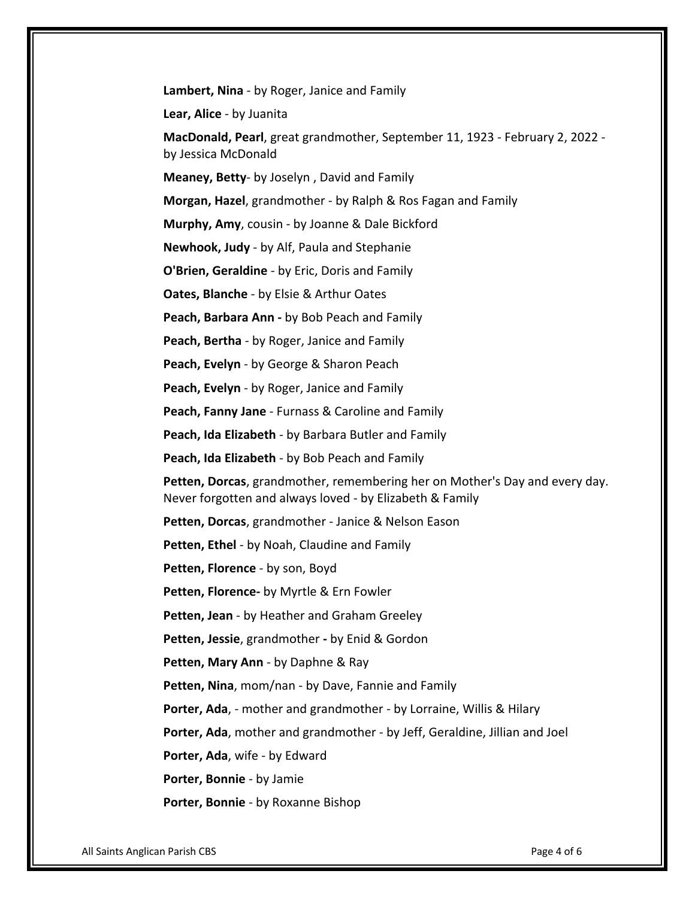**Lambert, Nina** - by Roger, Janice and Family

**Lear, Alice** - by Juanita

**MacDonald, Pearl**, great grandmother, September 11, 1923 - February 2, 2022 - by Jessica McDonald

**Meaney, Betty**- by Joselyn , David and Family

**Morgan, Hazel**, grandmother - by Ralph & Ros Fagan and Family

**Murphy, Amy**, cousin - by Joanne & Dale Bickford

**Newhook, Judy** - by Alf, Paula and Stephanie

**O'Brien, Geraldine** - by Eric, Doris and Family

**Oates, Blanche** - by Elsie & Arthur Oates

**Peach, Barbara Ann -** by Bob Peach and Family

**Peach, Bertha** - by Roger, Janice and Family

**Peach, Evelyn** - by George & Sharon Peach

**Peach, Evelyn** - by Roger, Janice and Family

**Peach, Fanny Jane** - Furnass & Caroline and Family

**Peach, Ida Elizabeth** - by Barbara Butler and Family

**Peach, Ida Elizabeth** - by Bob Peach and Family

**Petten, Dorcas**, grandmother, remembering her on Mother's Day and every day. Never forgotten and always loved - by Elizabeth & Family

**Petten, Dorcas**, grandmother - Janice & Nelson Eason

**Petten, Ethel** - by Noah, Claudine and Family

**Petten, Florence** - by son, Boyd

**Petten, Florence-** by Myrtle & Ern Fowler

**Petten, Jean** - by Heather and Graham Greeley

**Petten, Jessie**, grandmother **-** by Enid & Gordon

**Petten, Mary Ann** - by Daphne & Ray

**Petten, Nina**, mom/nan - by Dave, Fannie and Family

**Porter, Ada**, - mother and grandmother - by Lorraine, Willis & Hilary

**Porter, Ada**, mother and grandmother - by Jeff, Geraldine, Jillian and Joel

**Porter, Ada**, wife - by Edward

**Porter, Bonnie** - by Jamie

**Porter, Bonnie** - by Roxanne Bishop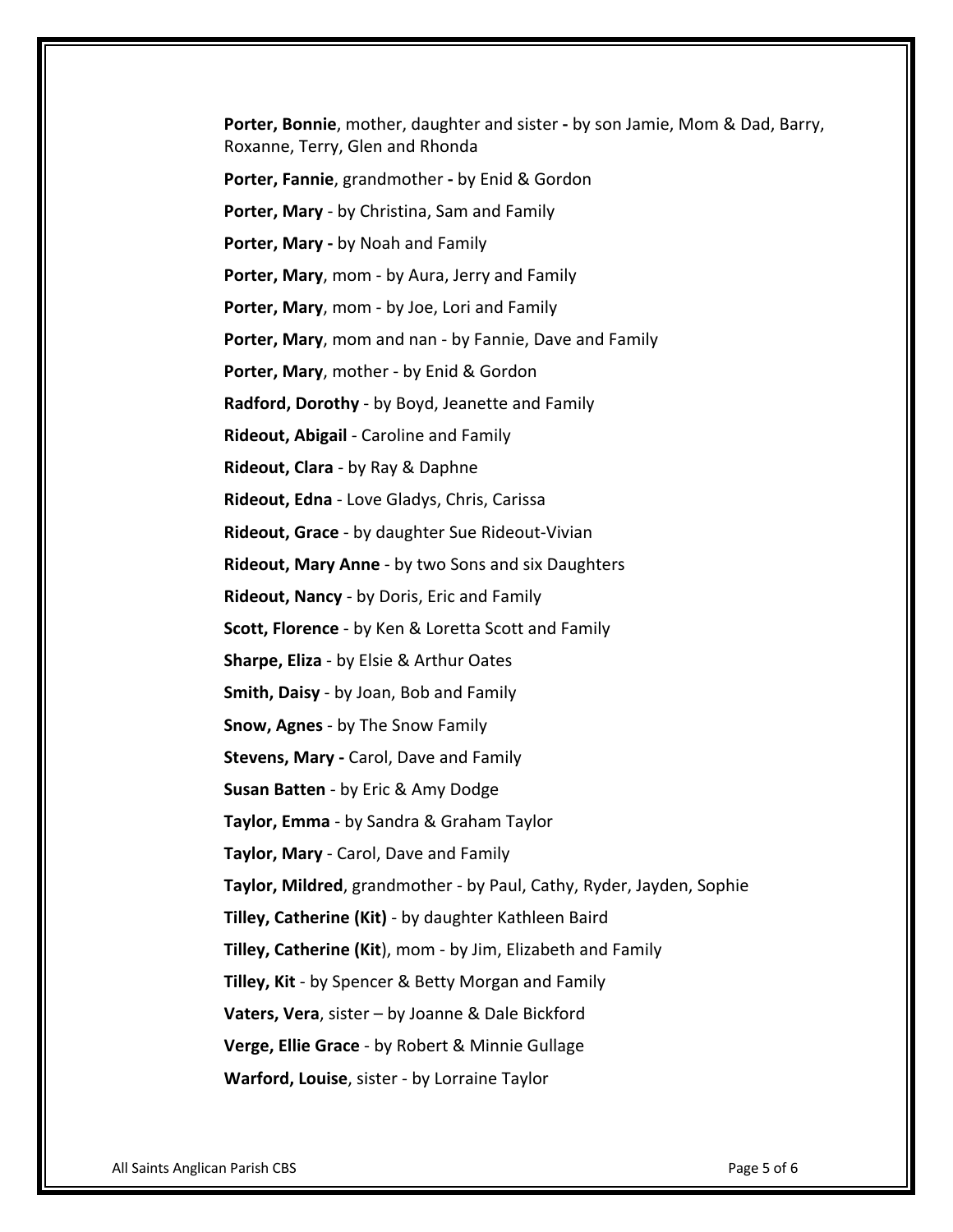**Porter, Bonnie**, mother, daughter and sister **-** by son Jamie, Mom & Dad, Barry, Roxanne, Terry, Glen and Rhonda

**Porter, Fannie**, grandmother **-** by Enid & Gordon

**Porter, Mary** - by Christina, Sam and Family

**Porter, Mary -** by Noah and Family

**Porter, Mary**, mom - by Aura, Jerry and Family

**Porter, Mary**, mom - by Joe, Lori and Family

**Porter, Mary**, mom and nan - by Fannie, Dave and Family

**Porter, Mary**, mother - by Enid & Gordon

**Radford, Dorothy** - by Boyd, Jeanette and Family

**Rideout, Abigail** - Caroline and Family

**Rideout, Clara** - by Ray & Daphne

**Rideout, Edna** - Love Gladys, Chris, Carissa

**Rideout, Grace** - by daughter Sue Rideout-Vivian

**Rideout, Mary Anne** - by two Sons and six Daughters

**Rideout, Nancy** - by Doris, Eric and Family

**Scott, Florence** - by Ken & Loretta Scott and Family

**Sharpe, Eliza** - by Elsie & Arthur Oates

**Smith, Daisy** - by Joan, Bob and Family

**Snow, Agnes** - by The Snow Family

**Stevens, Mary -** Carol, Dave and Family

**Susan Batten** - by Eric & Amy Dodge

**Taylor, Emma** - by Sandra & Graham Taylor

**Taylor, Mary** - Carol, Dave and Family

**Taylor, Mildred**, grandmother - by Paul, Cathy, Ryder, Jayden, Sophie

**Tilley, Catherine (Kit)** - by daughter Kathleen Baird

**Tilley, Catherine (Kit**), mom - by Jim, Elizabeth and Family

**Tilley, Kit** - by Spencer & Betty Morgan and Family

**Vaters, Vera**, sister – by Joanne & Dale Bickford

**Verge, Ellie Grace** - by Robert & Minnie Gullage

**Warford, Louise**, sister - by Lorraine Taylor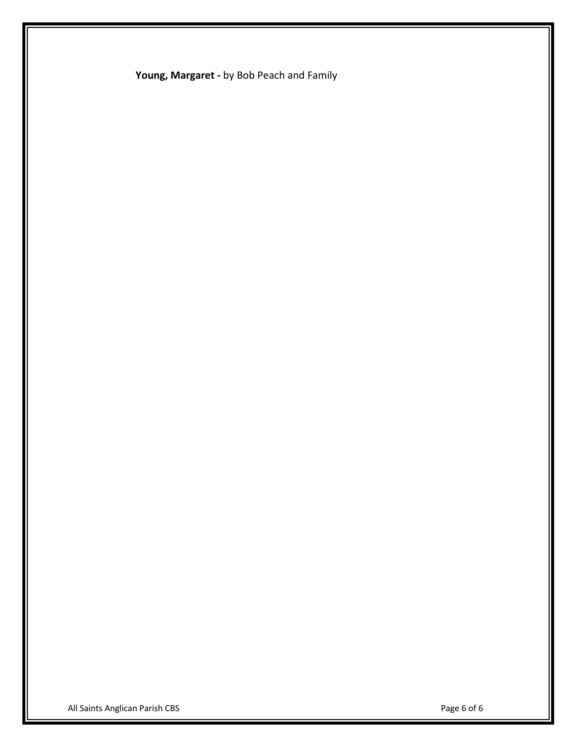**Young, Margaret -** by Bob Peach and Family